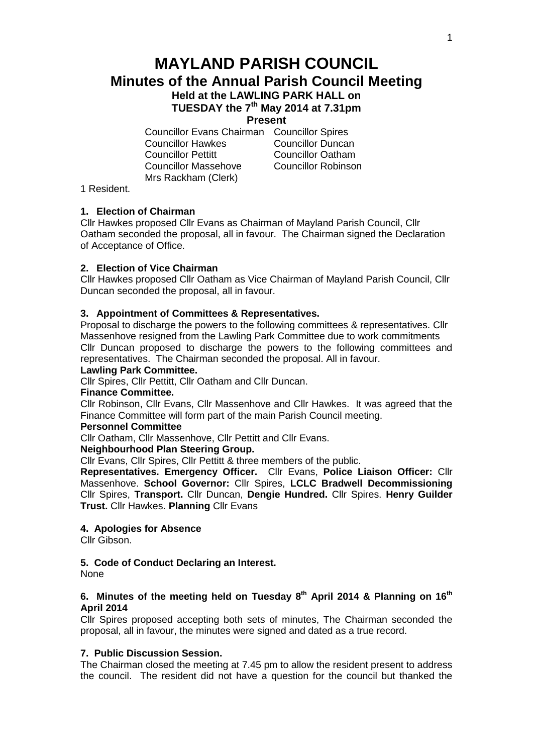# MAYLAND PARISH COUNCIL

## Minutes of the Annual Parish Council Meeting

### Held at the LAWLING PARK HALL on TUESDAY the 7th May 2014 at 7.31pm

**Present**

Councillor Evans Chairman
Councillor Hawkes
Councillor Pettitt
Councillor Massehove
Mrs Rackham (Clerk)
Councillor Spires
Councillor Duncan
Councillor Oatham
Councillor Robinson

1 Resident.

### 1. Election of Chairman

Cllr Hawkes proposed Cllr Evans as Chairman of Mayland Parish Council, Cllr Oatham seconded the proposal, all in favour. The Chairman signed the Declaration of Acceptance of Office.

### 2. Election of Vice Chairman

Cllr Hawkes proposed Cllr Oatham as Vice Chairman of Mayland Parish Council, Cllr Duncan seconded the proposal, all in favour.

### 3. Appointment of Committees & Representatives.

Proposal to discharge the powers to the following committees & representatives. Cllr Massenhove resigned from the Lawling Park Committee due to work commitments Cllr Duncan proposed to discharge the powers to the following committees and representatives. The Chairman seconded the proposal. All in favour.

**Lawling Park Committee.**

Cllr Spires, Cllr Pettitt, Cllr Oatham and Cllr Duncan.

**Finance Committee.**

Cllr Robinson, Cllr Evans, Cllr Massenhove and Cllr Hawkes. It was agreed that the Finance Committee will form part of the main Parish Council meeting.

**Personnel Committee**

Cllr Oatham, Cllr Massenhove, Cllr Pettitt and Cllr Evans.

**Neighbourhood Plan Steering Group.**

Cllr Evans, Cllr Spires, Cllr Pettitt & three members of the public.

**Representatives. Emergency Officer.** Cllr Evans, **Police Liaison Officer:** Cllr Massenhove. **School Governor:** Cllr Spires, **LCLC Bradwell Decommissioning** Cllr Spires, **Transport.** Cllr Duncan, **Dengie Hundred.** Cllr Spires. **Henry Guilder Trust.** Cllr Hawkes. **Planning** Cllr Evans

### 4. Apologies for Absence

Cllr Gibson.

### 5. Code of Conduct Declaring an Interest.

None

### 6. Minutes of the meeting held on Tuesday 8th April 2014 & Planning on 16th April 2014

Cllr Spires proposed accepting both sets of minutes, The Chairman seconded the proposal, all in favour, the minutes were signed and dated as a true record.

### 7. Public Discussion Session.

The Chairman closed the meeting at 7.45 pm to allow the resident present to address the council. The resident did not have a question for the council but thanked the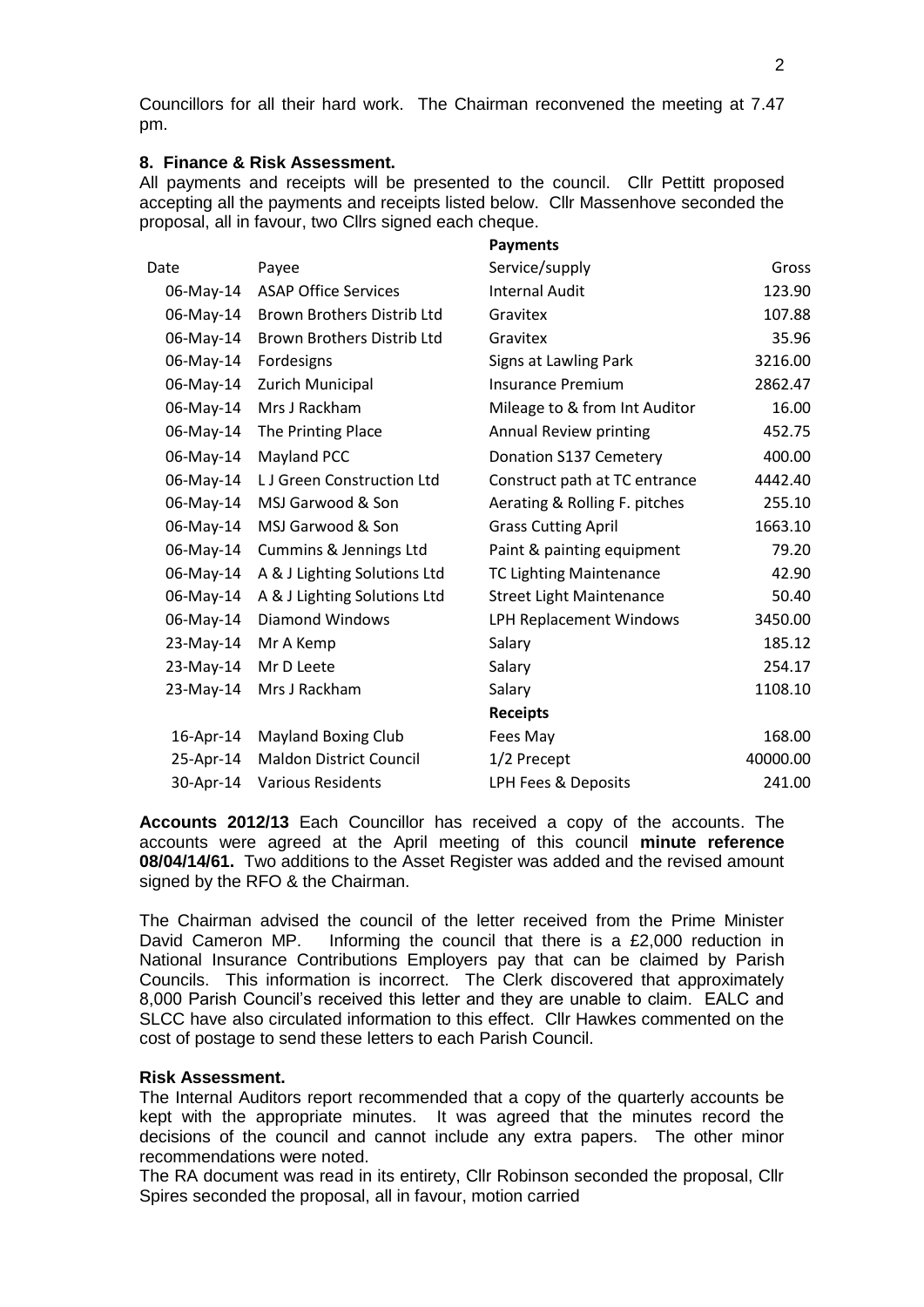Councillors for all their hard work. The Chairman reconvened the meeting at 7.47 pm.

**8. Finance & Risk Assessment.**

All payments and receipts will be presented to the council. Cllr Pettitt proposed accepting all the payments and receipts listed below. Cllr Massenhove seconded the proposal, all in favour, two Cllrs signed each cheque.

| | | **Payments** | |
|---|---|---|---|
| Date | Payee | Service/supply | Gross |
| 06-May-14 | ASAP Office Services | Internal Audit | 123.90 |
| 06-May-14 | Brown Brothers Distrib Ltd | Gravitex | 107.88 |
| 06-May-14 | Brown Brothers Distrib Ltd | Gravitex | 35.96 |
| 06-May-14 | Fordesigns | Signs at Lawling Park | 3216.00 |
| 06-May-14 | Zurich Municipal | Insurance Premium | 2862.47 |
| 06-May-14 | Mrs J Rackham | Mileage to & from Int Auditor | 16.00 |
| 06-May-14 | The Printing Place | Annual Review printing | 452.75 |
| 06-May-14 | Mayland PCC | Donation S137 Cemetery | 400.00 |
| 06-May-14 | L J Green Construction Ltd | Construct path at TC entrance | 4442.40 |
| 06-May-14 | MSJ Garwood & Son | Aerating & Rolling F. pitches | 255.10 |
| 06-May-14 | MSJ Garwood & Son | Grass Cutting April | 1663.10 |
| 06-May-14 | Cummins & Jennings Ltd | Paint & painting equipment | 79.20 |
| 06-May-14 | A & J Lighting Solutions Ltd | TC Lighting Maintenance | 42.90 |
| 06-May-14 | A & J Lighting Solutions Ltd | Street Light Maintenance | 50.40 |
| 06-May-14 | Diamond Windows | LPH Replacement Windows | 3450.00 |
| 23-May-14 | Mr A Kemp | Salary | 185.12 |
| 23-May-14 | Mr D Leete | Salary | 254.17 |
| 23-May-14 | Mrs J Rackham | Salary | 1108.10 |
| | | **Receipts** | |
| 16-Apr-14 | Mayland Boxing Club | Fees May | 168.00 |
| 25-Apr-14 | Maldon District Council | 1/2 Precept | 40000.00 |
| 30-Apr-14 | Various Residents | LPH Fees & Deposits | 241.00 |

**Accounts 2012/13** Each Councillor has received a copy of the accounts. The accounts were agreed at the April meeting of this council **minute reference 08/04/14/61.** Two additions to the Asset Register was added and the revised amount signed by the RFO & the Chairman.

The Chairman advised the council of the letter received from the Prime Minister David Cameron MP. Informing the council that there is a £2,000 reduction in National Insurance Contributions Employers pay that can be claimed by Parish Councils. This information is incorrect. The Clerk discovered that approximately 8,000 Parish Council's received this letter and they are unable to claim. EALC and SLCC have also circulated information to this effect. Cllr Hawkes commented on the cost of postage to send these letters to each Parish Council.

**Risk Assessment.**

The Internal Auditors report recommended that a copy of the quarterly accounts be kept with the appropriate minutes. It was agreed that the minutes record the decisions of the council and cannot include any extra papers. The other minor recommendations were noted.

The RA document was read in its entirety, Cllr Robinson seconded the proposal, Cllr Spires seconded the proposal, all in favour, motion carried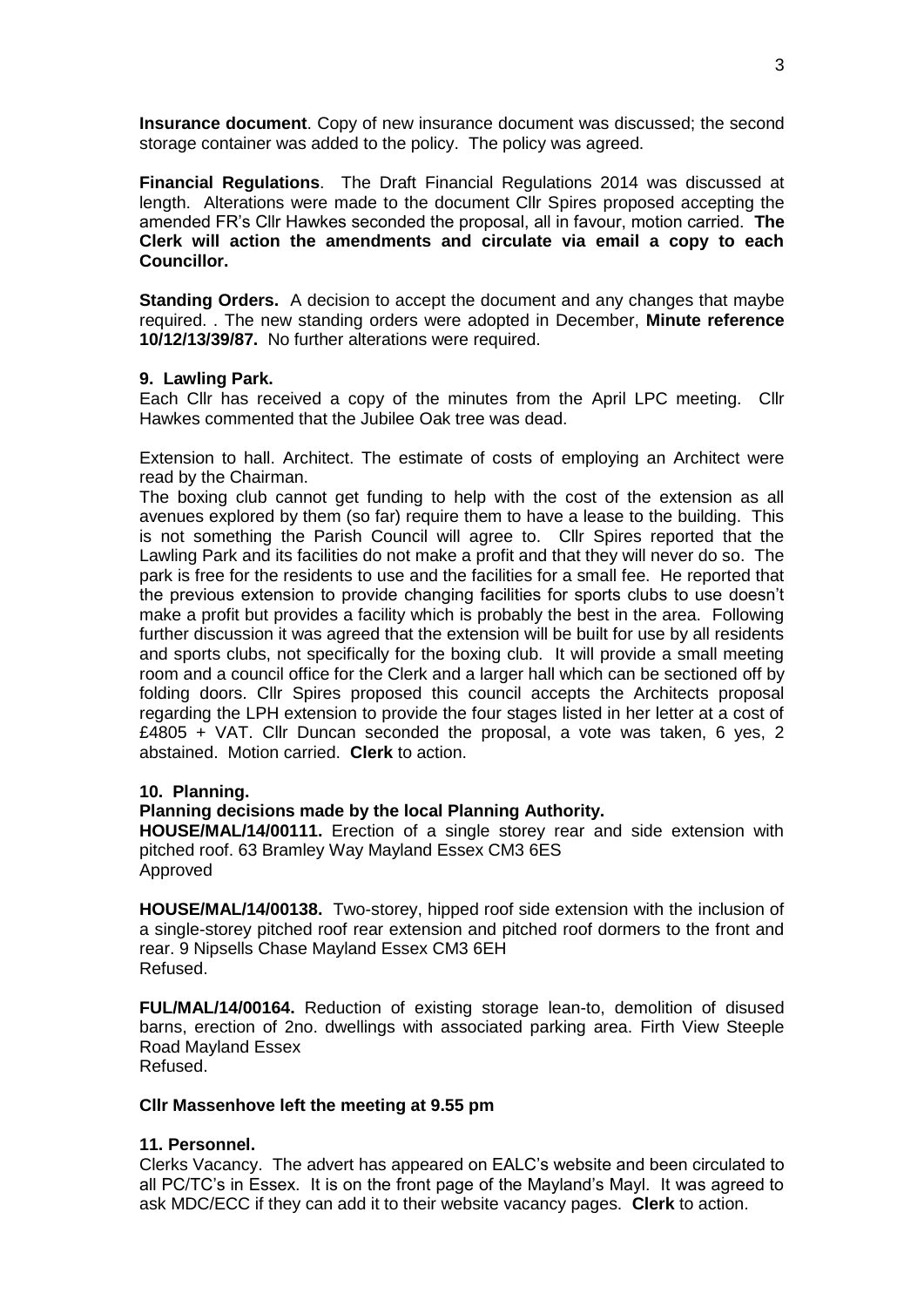**Insurance document**. Copy of new insurance document was discussed; the second storage container was added to the policy. The policy was agreed.

**Financial Regulations**. The Draft Financial Regulations 2014 was discussed at length. Alterations were made to the document Cllr Spires proposed accepting the amended FR's Cllr Hawkes seconded the proposal, all in favour, motion carried. **The Clerk will action the amendments and circulate via email a copy to each Councillor.**

**Standing Orders.** A decision to accept the document and any changes that maybe required. . The new standing orders were adopted in December, **Minute reference 10/12/13/39/87.** No further alterations were required.

**9. Lawling Park.**

Each Cllr has received a copy of the minutes from the April LPC meeting. Cllr Hawkes commented that the Jubilee Oak tree was dead.

Extension to hall. Architect. The estimate of costs of employing an Architect were read by the Chairman.

The boxing club cannot get funding to help with the cost of the extension as all avenues explored by them (so far) require them to have a lease to the building. This is not something the Parish Council will agree to. Cllr Spires reported that the Lawling Park and its facilities do not make a profit and that they will never do so. The park is free for the residents to use and the facilities for a small fee. He reported that the previous extension to provide changing facilities for sports clubs to use doesn't make a profit but provides a facility which is probably the best in the area. Following further discussion it was agreed that the extension will be built for use by all residents and sports clubs, not specifically for the boxing club. It will provide a small meeting room and a council office for the Clerk and a larger hall which can be sectioned off by folding doors. Cllr Spires proposed this council accepts the Architects proposal regarding the LPH extension to provide the four stages listed in her letter at a cost of £4805 + VAT. Cllr Duncan seconded the proposal, a vote was taken, 6 yes, 2 abstained. Motion carried. **Clerk** to action.

**10. Planning.**

**Planning decisions made by the local Planning Authority.**

**HOUSE/MAL/14/00111.** Erection of a single storey rear and side extension with pitched roof. 63 Bramley Way Mayland Essex CM3 6ES
Approved

**HOUSE/MAL/14/00138.** Two-storey, hipped roof side extension with the inclusion of a single-storey pitched roof rear extension and pitched roof dormers to the front and rear. 9 Nipsells Chase Mayland Essex CM3 6EH
Refused.

**FUL/MAL/14/00164.** Reduction of existing storage lean-to, demolition of disused barns, erection of 2no. dwellings with associated parking area. Firth View Steeple Road Mayland Essex
Refused.

**Cllr Massenhove left the meeting at 9.55 pm**

**11. Personnel.**

Clerks Vacancy. The advert has appeared on EALC's website and been circulated to all PC/TC's in Essex. It is on the front page of the Mayland's Mayl. It was agreed to ask MDC/ECC if they can add it to their website vacancy pages. **Clerk** to action.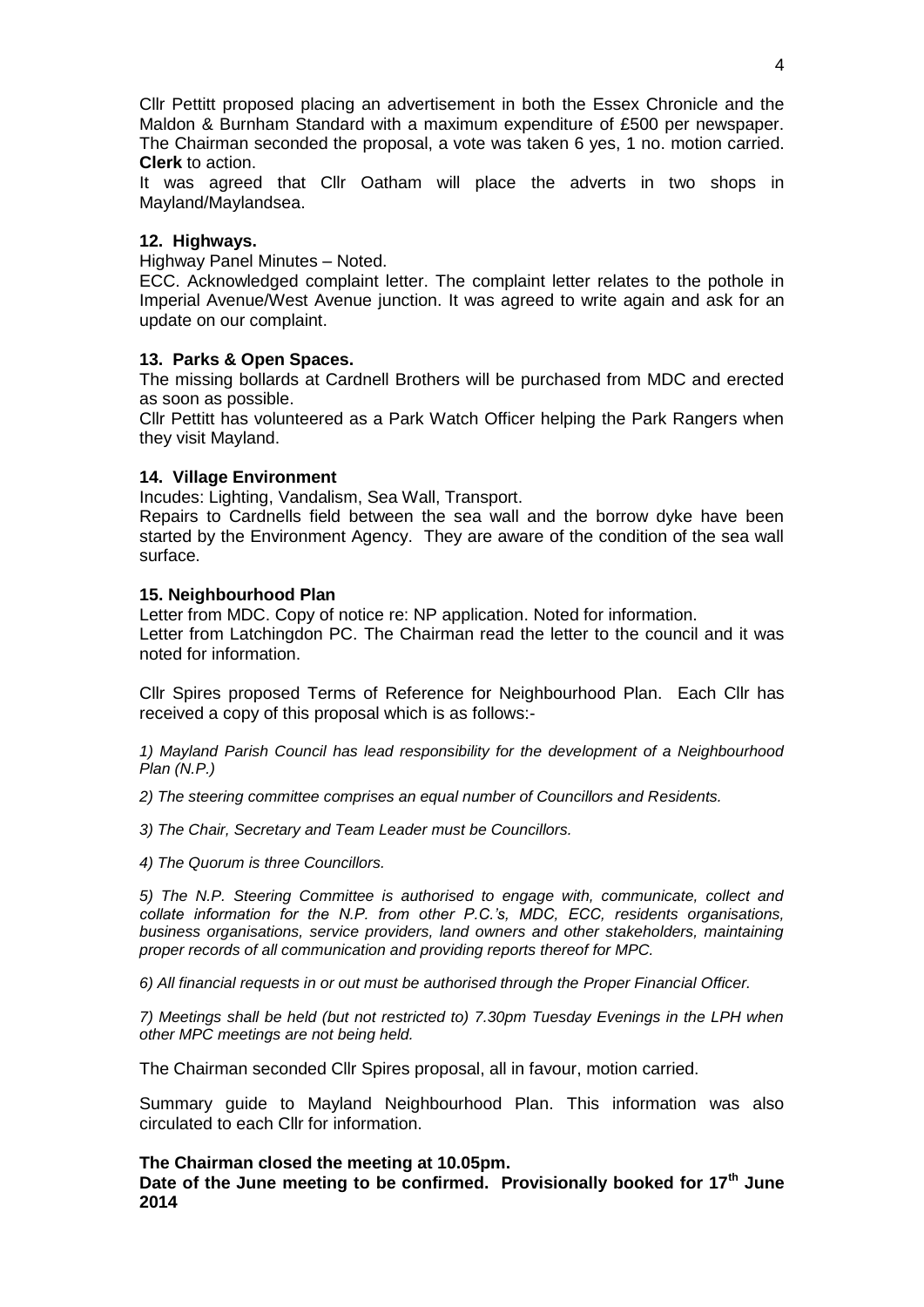Cllr Pettitt proposed placing an advertisement in both the Essex Chronicle and the Maldon & Burnham Standard with a maximum expenditure of £500 per newspaper. The Chairman seconded the proposal, a vote was taken 6 yes, 1 no. motion carried. **Clerk** to action.

It was agreed that Cllr Oatham will place the adverts in two shops in Mayland/Maylandsea.

**12. Highways.**

Highway Panel Minutes – Noted.

ECC. Acknowledged complaint letter. The complaint letter relates to the pothole in Imperial Avenue/West Avenue junction. It was agreed to write again and ask for an update on our complaint.

**13. Parks & Open Spaces.**

The missing bollards at Cardnell Brothers will be purchased from MDC and erected as soon as possible.

Cllr Pettitt has volunteered as a Park Watch Officer helping the Park Rangers when they visit Mayland.

**14. Village Environment**

Incudes: Lighting, Vandalism, Sea Wall, Transport.

Repairs to Cardnells field between the sea wall and the borrow dyke have been started by the Environment Agency. They are aware of the condition of the sea wall surface.

**15. Neighbourhood Plan**

Letter from MDC. Copy of notice re: NP application. Noted for information.

Letter from Latchingdon PC. The Chairman read the letter to the council and it was noted for information.

Cllr Spires proposed Terms of Reference for Neighbourhood Plan. Each Cllr has received a copy of this proposal which is as follows:-

*1) Mayland Parish Council has lead responsibility for the development of a Neighbourhood Plan (N.P.)*

*2) The steering committee comprises an equal number of Councillors and Residents.*

*3) The Chair, Secretary and Team Leader must be Councillors.*

*4) The Quorum is three Councillors.*

*5) The N.P. Steering Committee is authorised to engage with, communicate, collect and collate information for the N.P. from other P.C.'s, MDC, ECC, residents organisations, business organisations, service providers, land owners and other stakeholders, maintaining proper records of all communication and providing reports thereof for MPC.*

*6) All financial requests in or out must be authorised through the Proper Financial Officer.*

*7) Meetings shall be held (but not restricted to) 7.30pm Tuesday Evenings in the LPH when other MPC meetings are not being held.*

The Chairman seconded Cllr Spires proposal, all in favour, motion carried.

Summary guide to Mayland Neighbourhood Plan. This information was also circulated to each Cllr for information.

**The Chairman closed the meeting at 10.05pm.**

**Date of the June meeting to be confirmed. Provisionally booked for 17th June 2014**